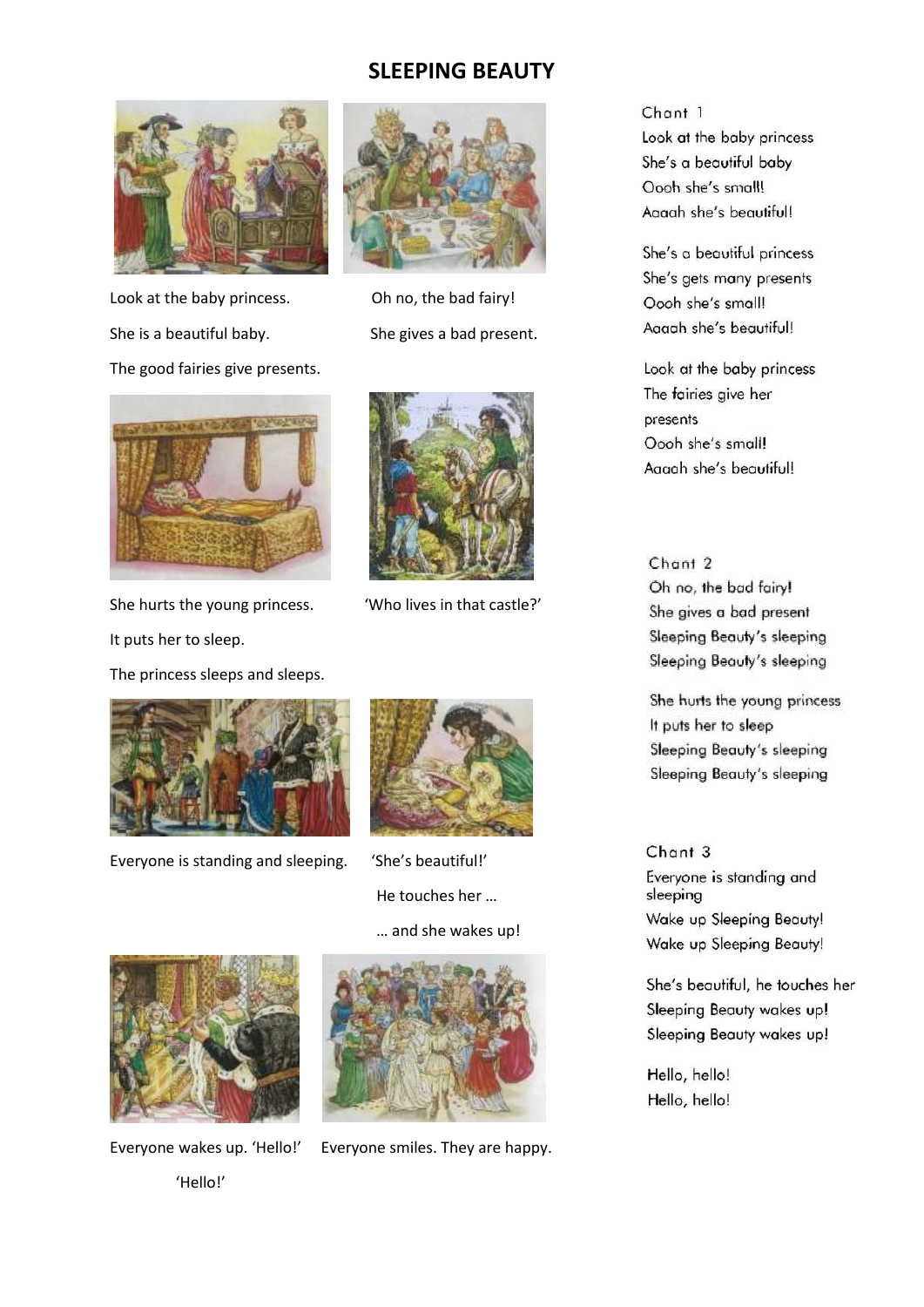# SLEEPING BEAUTY

Look at the baby princess.

She is a beautiful baby.

The good fairies give presents.

Oh no, the bad fairy!

She gives a bad present.

She hurts the young princess.

It puts her to sleep.

The princess sleeps and sleeps.

'Who lives in that castle?'

Everyone is standing and sleeping.

'She's beautiful!'

He touches her …

… and she wakes up!

Everyone wakes up. 'Hello!'

'Hello!'

Everyone smiles. They are happy.

Chant 1

Look at the baby princess
She's a beautiful baby
Oooh she's small!
Aaaah she's beautiful!

She's a beautiful princess
She's gets many presents
Oooh she's small!
Aaaah she's beautiful!

Look at the baby princess
The fairies give her presents
Oooh she's small!
Aaaah she's beautiful!

Chant 2

Oh no, the bad fairy!
She gives a bad present
Sleeping Beauty's sleeping
Sleeping Beauty's sleeping

She hurts the young princess
It puts her to sleep
Sleeping Beauty's sleeping
Sleeping Beauty's sleeping

Chant 3

Everyone is standing and sleeping
Wake up Sleeping Beauty!
Wake up Sleeping Beauty!

She's beautiful, he touches her
Sleeping Beauty wakes up!
Sleeping Beauty wakes up!

Hello, hello!
Hello, hello!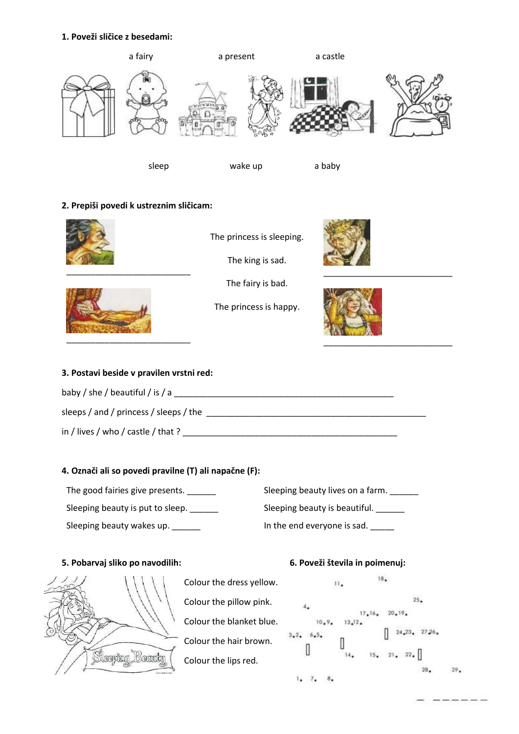**1. Poveži sličice z besedami:**

a fairy    a present    a castle

sleep    wake up    a baby

**2. Prepiši povedi k ustreznim sličicam:**

The princess is sleeping.

The king is sad.

The fairy is bad.

The princess is happy.

___________________________    ___________________________

___________________________    ___________________________

**3. Postavi beside v pravilen vrstni red:**

baby / she / beautiful / is / a ________________________________________________

sleeps / and / princess / sleeps / the ________________________________________________

in / lives / who / castle / that ? ________________________________________________

**4. Označi ali so povedi pravilne (T) ali napačne (F):**

The good fairies give presents. ______

Sleeping beauty is put to sleep. ______

Sleeping beauty wakes up. ______

Sleeping beauty lives on a farm. ______

Sleeping beauty is beautiful. ______

In the end everyone is sad. _____

**5. Pobarvaj sliko po navodilih:**

Sleeping Beauty

Colour the dress yellow.

Colour the pillow pink.

Colour the blanket blue.

Colour the hair brown.

Colour the lips red.

**6. Poveži števila in poimenuj:**

11. 18. 25. 4. 17. 16. 20. 19. 10. 9. 13. 12. 3. 2. 6. 5. 24. 23. 27. 26. 14. 15. 21. 22. 28. 29. 1. 7. 8.

_ _ _ _ _ _ _